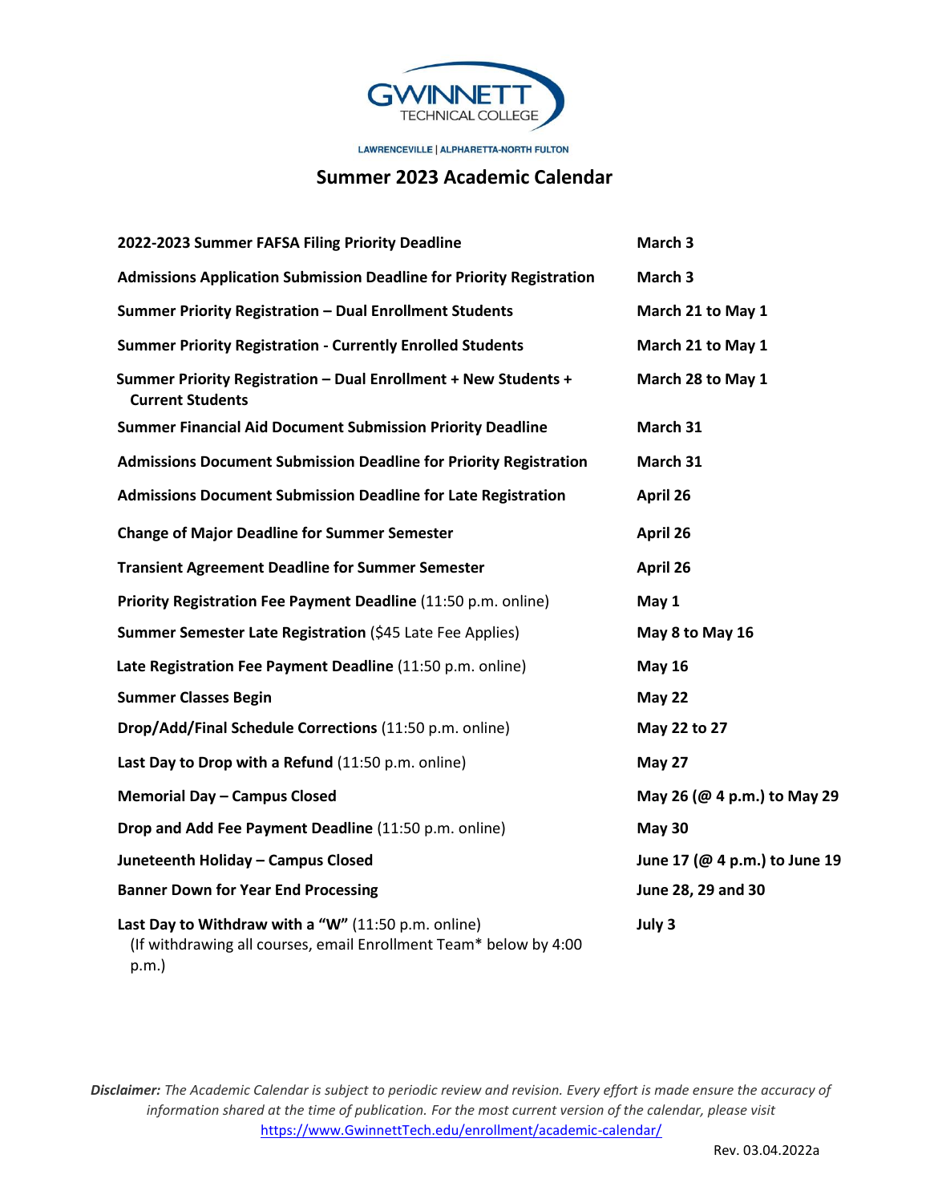GWINNETT TECHNICAL COLLEGE

LAWRENCEVILLE | ALPHARETTA-NORTH FULTON

# Summer 2023 Academic Calendar

| | |
|---|---|
| **2022-2023 Summer FAFSA Filing Priority Deadline** | **March 3** |
| **Admissions Application Submission Deadline for Priority Registration** | **March 3** |
| **Summer Priority Registration – Dual Enrollment Students** | **March 21 to May 1** |
| **Summer Priority Registration - Currently Enrolled Students** | **March 21 to May 1** |
| **Summer Priority Registration – Dual Enrollment + New Students + Current Students** | **March 28 to May 1** |
| **Summer Financial Aid Document Submission Priority Deadline** | **March 31** |
| **Admissions Document Submission Deadline for Priority Registration** | **March 31** |
| **Admissions Document Submission Deadline for Late Registration** | **April 26** |
| **Change of Major Deadline for Summer Semester** | **April 26** |
| **Transient Agreement Deadline for Summer Semester** | **April 26** |
| **Priority Registration Fee Payment Deadline** (11:50 p.m. online) | **May 1** |
| **Summer Semester Late Registration** ($45 Late Fee Applies) | **May 8 to May 16** |
| **Late Registration Fee Payment Deadline** (11:50 p.m. online) | **May 16** |
| **Summer Classes Begin** | **May 22** |
| **Drop/Add/Final Schedule Corrections** (11:50 p.m. online) | **May 22 to 27** |
| **Last Day to Drop with a Refund** (11:50 p.m. online) | **May 27** |
| **Memorial Day – Campus Closed** | **May 26 (@ 4 p.m.) to May 29** |
| **Drop and Add Fee Payment Deadline** (11:50 p.m. online) | **May 30** |
| **Juneteenth Holiday – Campus Closed** | **June 17 (@ 4 p.m.) to June 19** |
| **Banner Down for Year End Processing** | **June 28, 29 and 30** |
| **Last Day to Withdraw with a "W"** (11:50 p.m. online) (If withdrawing all courses, email Enrollment Team* below by 4:00 p.m.) | **July 3** |

***Disclaimer:*** *The Academic Calendar is subject to periodic review and revision. Every effort is made ensure the accuracy of information shared at the time of publication. For the most current version of the calendar, please visit* https://www.GwinnettTech.edu/enrollment/academic-calendar/

Rev. 03.04.2022a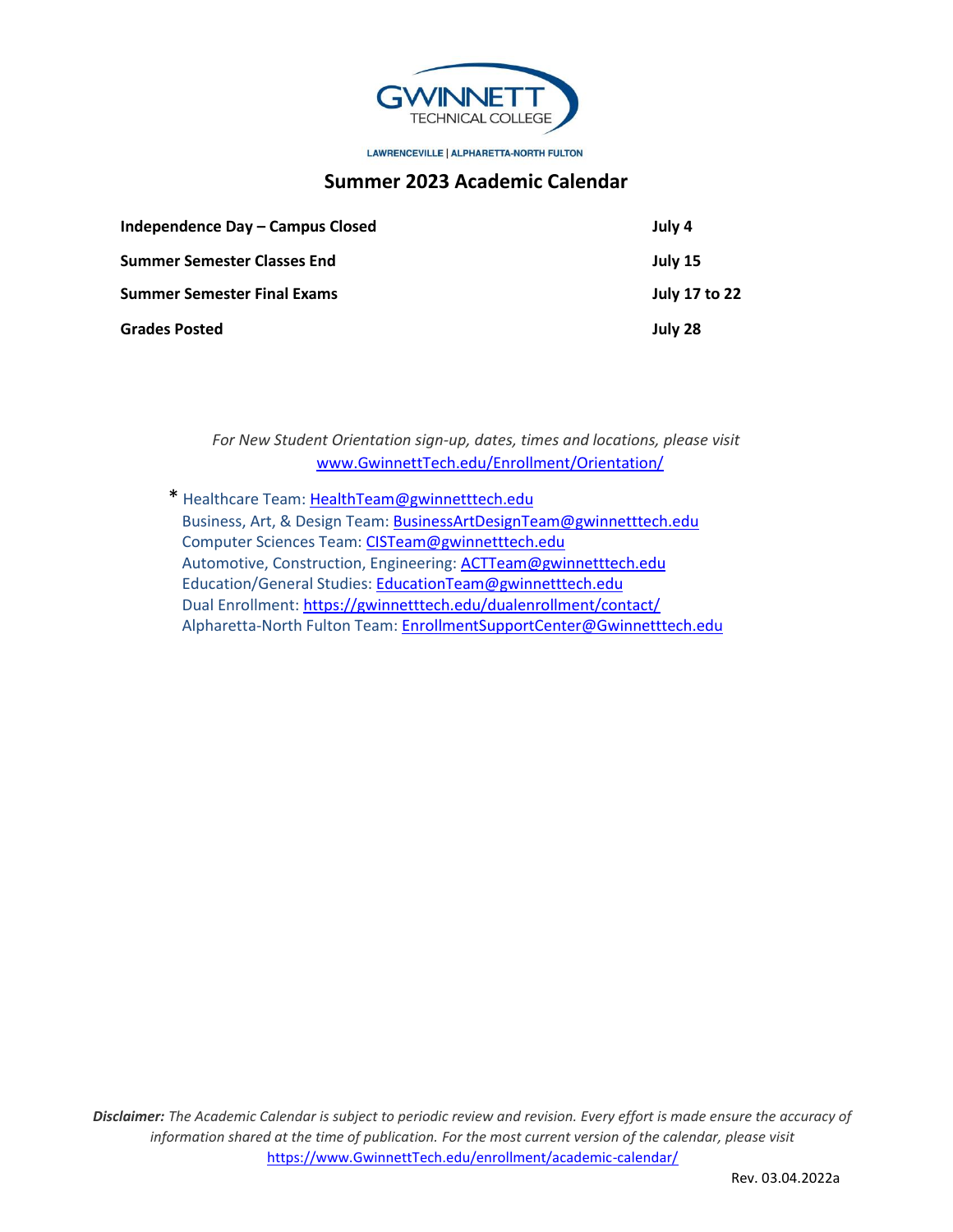GWINNETT TECHNICAL COLLEGE

LAWRENCEVILLE | ALPHARETTA-NORTH FULTON

## Summer 2023 Academic Calendar

| | |
|---|---|
| **Independence Day – Campus Closed** | **July 4** |
| **Summer Semester Classes End** | **July 15** |
| **Summer Semester Final Exams** | **July 17 to 22** |
| **Grades Posted** | **July 28** |

*For New Student Orientation sign-up, dates, times and locations, please visit* www.GwinnettTech.edu/Enrollment/Orientation/

\* Healthcare Team: HealthTeam@gwinnetttech.edu
Business, Art, & Design Team: BusinessArtDesignTeam@gwinnetttech.edu
Computer Sciences Team: CISTeam@gwinnetttech.edu
Automotive, Construction, Engineering: ACTTeam@gwinnetttech.edu
Education/General Studies: EducationTeam@gwinnetttech.edu
Dual Enrollment: https://gwinnetttech.edu/dualenrollment/contact/
Alpharetta-North Fulton Team: EnrollmentSupportCenter@Gwinnetttech.edu

***Disclaimer:*** *The Academic Calendar is subject to periodic review and revision. Every effort is made ensure the accuracy of information shared at the time of publication. For the most current version of the calendar, please visit* https://www.GwinnettTech.edu/enrollment/academic-calendar/

Rev. 03.04.2022a